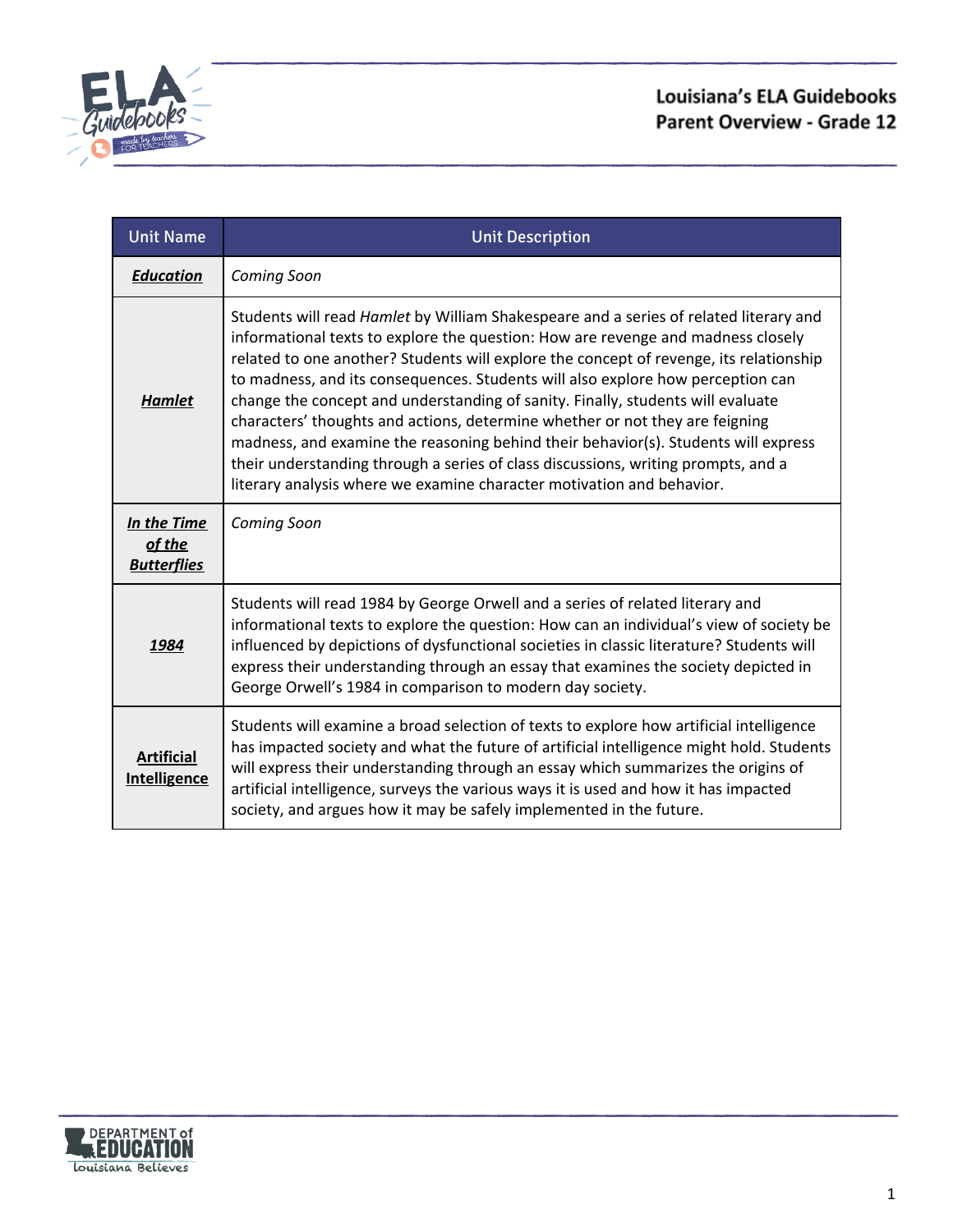# Louisiana's ELA Guidebooks
## Parent Overview - Grade 12

| Unit Name | Unit Description |
|---|---|
| ***Education*** | *Coming Soon* |
| ***Hamlet*** | Students will read *Hamlet* by William Shakespeare and a series of related literary and informational texts to explore the question: How are revenge and madness closely related to one another? Students will explore the concept of revenge, its relationship to madness, and its consequences. Students will also explore how perception can change the concept and understanding of sanity. Finally, students will evaluate characters' thoughts and actions, determine whether or not they are feigning madness, and examine the reasoning behind their behavior(s). Students will express their understanding through a series of class discussions, writing prompts, and a literary analysis where we examine character motivation and behavior. |
| ***In the Time of the Butterflies*** | *Coming Soon* |
| ***1984*** | Students will read 1984 by George Orwell and a series of related literary and informational texts to explore the question: How can an individual's view of society be influenced by depictions of dysfunctional societies in classic literature? Students will express their understanding through an essay that examines the society depicted in George Orwell's 1984 in comparison to modern day society. |
| **Artificial Intelligence** | Students will examine a broad selection of texts to explore how artificial intelligence has impacted society and what the future of artificial intelligence might hold. Students will express their understanding through an essay which summarizes the origins of artificial intelligence, surveys the various ways it is used and how it has impacted society, and argues how it may be safely implemented in the future. |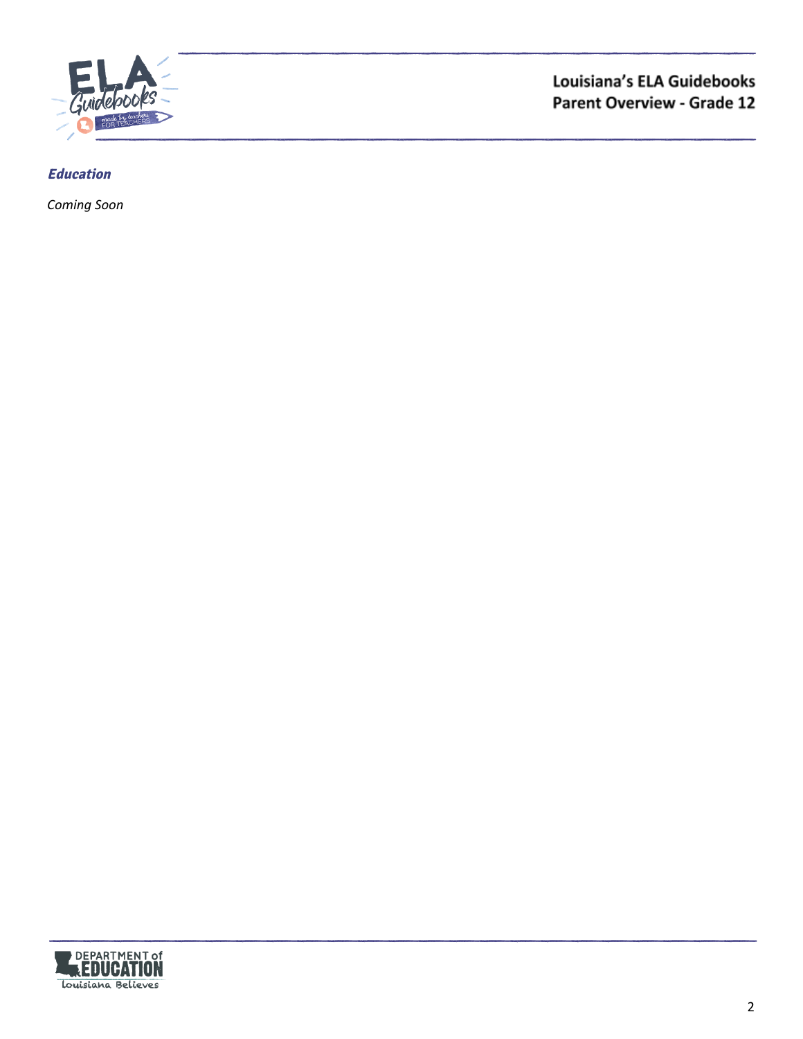### *Education*

*Coming Soon*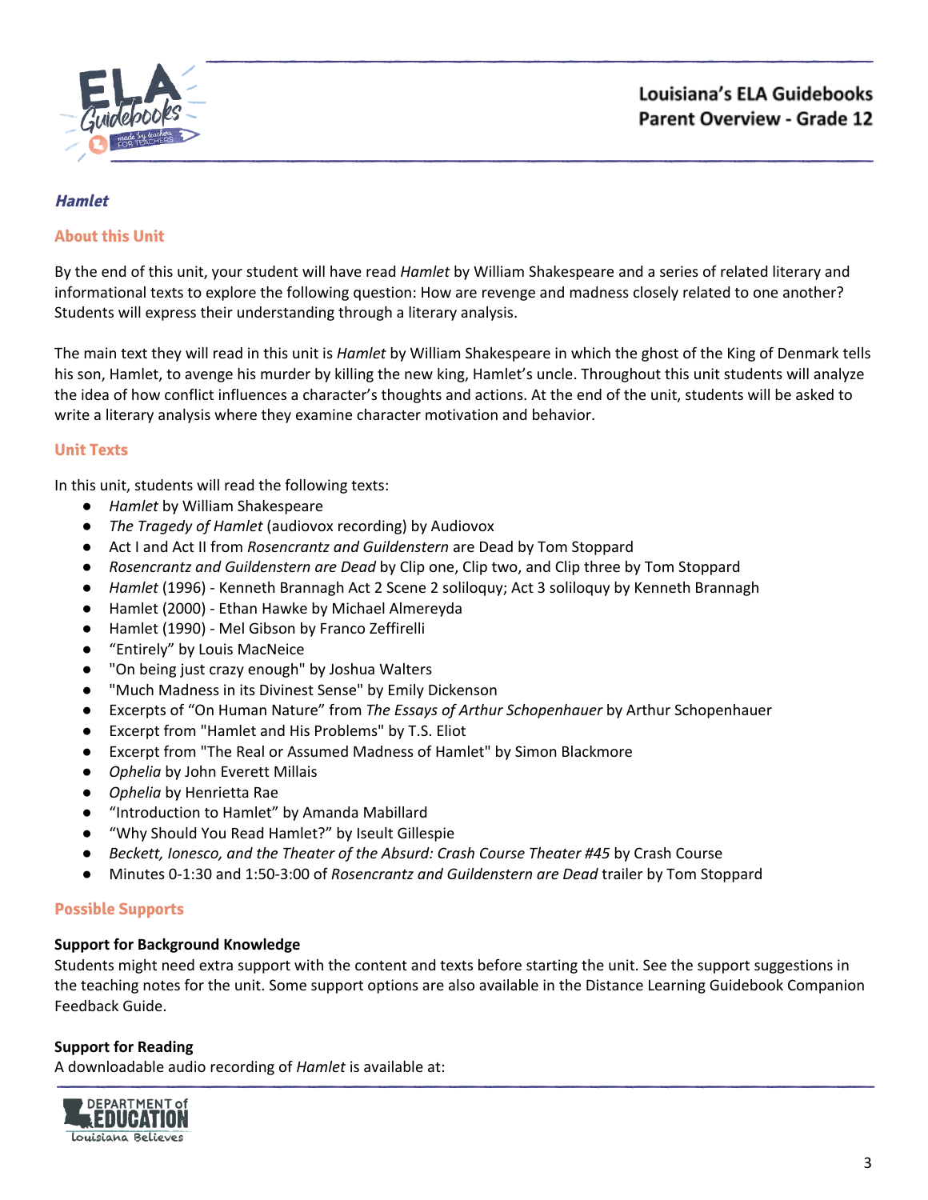## *Hamlet*

### About this Unit

By the end of this unit, your student will have read *Hamlet* by William Shakespeare and a series of related literary and informational texts to explore the following question: How are revenge and madness closely related to one another? Students will express their understanding through a literary analysis.

The main text they will read in this unit is *Hamlet* by William Shakespeare in which the ghost of the King of Denmark tells his son, Hamlet, to avenge his murder by killing the new king, Hamlet's uncle. Throughout this unit students will analyze the idea of how conflict influences a character's thoughts and actions. At the end of the unit, students will be asked to write a literary analysis where they examine character motivation and behavior.

### Unit Texts

In this unit, students will read the following texts:

- *Hamlet* by William Shakespeare
- *The Tragedy of Hamlet* (audiovox recording) by Audiovox
- Act I and Act II from *Rosencrantz and Guildenstern* are Dead by Tom Stoppard
- *Rosencrantz and Guildenstern are Dead* by Clip one, Clip two, and Clip three by Tom Stoppard
- *Hamlet* (1996) - Kenneth Brannagh Act 2 Scene 2 soliloquy; Act 3 soliloquy by Kenneth Brannagh
- Hamlet (2000) - Ethan Hawke by Michael Almereyda
- Hamlet (1990) - Mel Gibson by Franco Zeffirelli
- "Entirely" by Louis MacNeice
- "On being just crazy enough" by Joshua Walters
- "Much Madness in its Divinest Sense" by Emily Dickenson
- Excerpts of "On Human Nature" from *The Essays of Arthur Schopenhauer* by Arthur Schopenhauer
- Excerpt from "Hamlet and His Problems" by T.S. Eliot
- Excerpt from "The Real or Assumed Madness of Hamlet" by Simon Blackmore
- *Ophelia* by John Everett Millais
- *Ophelia* by Henrietta Rae
- "Introduction to Hamlet" by Amanda Mabillard
- "Why Should You Read Hamlet?" by Iseult Gillespie
- *Beckett, Ionesco, and the Theater of the Absurd: Crash Course Theater #45* by Crash Course
- Minutes 0-1:30 and 1:50-3:00 of *Rosencrantz and Guildenstern are Dead* trailer by Tom Stoppard

### Possible Supports

**Support for Background Knowledge**
Students might need extra support with the content and texts before starting the unit. See the support suggestions in the teaching notes for the unit. Some support options are also available in the Distance Learning Guidebook Companion Feedback Guide.

**Support for Reading**
A downloadable audio recording of *Hamlet* is available at: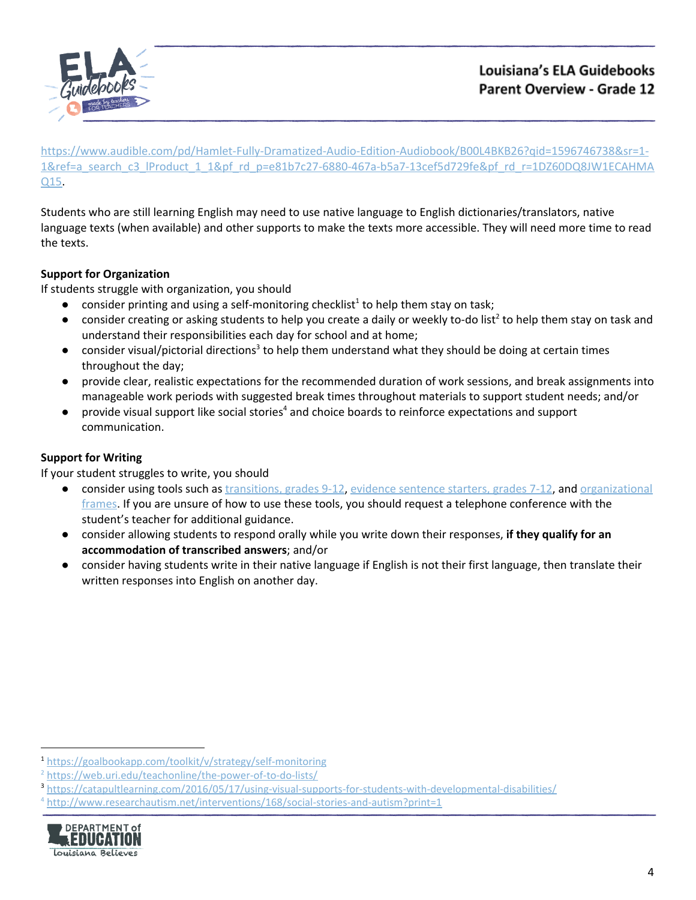https://www.audible.com/pd/Hamlet-Fully-Dramatized-Audio-Edition-Audiobook/B00L4BKB26?qid=1596746738&sr=1-1&ref=a_search_c3_lProduct_1_1&pf_rd_p=e81b7c27-6880-467a-b5a7-13cef5d729fe&pf_rd_r=1DZ60DQ8JW1ECAHMAQ15.

Students who are still learning English may need to use native language to English dictionaries/translators, native language texts (when available) and other supports to make the texts more accessible. They will need more time to read the texts.

**Support for Organization**

If students struggle with organization, you should

- consider printing and using a self-monitoring checklist[1] to help them stay on task;
- consider creating or asking students to help you create a daily or weekly to-do list[2] to help them stay on task and understand their responsibilities each day for school and at home;
- consider visual/pictorial directions[3] to help them understand what they should be doing at certain times throughout the day;
- provide clear, realistic expectations for the recommended duration of work sessions, and break assignments into manageable work periods with suggested break times throughout materials to support student needs; and/or
- provide visual support like social stories[4] and choice boards to reinforce expectations and support communication.

**Support for Writing**

If your student struggles to write, you should

- consider using tools such as transitions, grades 9-12, evidence sentence starters, grades 7-12, and organizational frames. If you are unsure of how to use these tools, you should request a telephone conference with the student's teacher for additional guidance.
- consider allowing students to respond orally while you write down their responses, **if they qualify for an accommodation of transcribed answers**; and/or
- consider having students write in their native language if English is not their first language, then translate their written responses into English on another day.

[1] https://goalbookapp.com/toolkit/v/strategy/self-monitoring

[2] https://web.uri.edu/teachonline/the-power-of-to-do-lists/

[3] https://catapultlearning.com/2016/05/17/using-visual-supports-for-students-with-developmental-disabilities/

[4] http://www.researchautism.net/interventions/168/social-stories-and-autism?print=1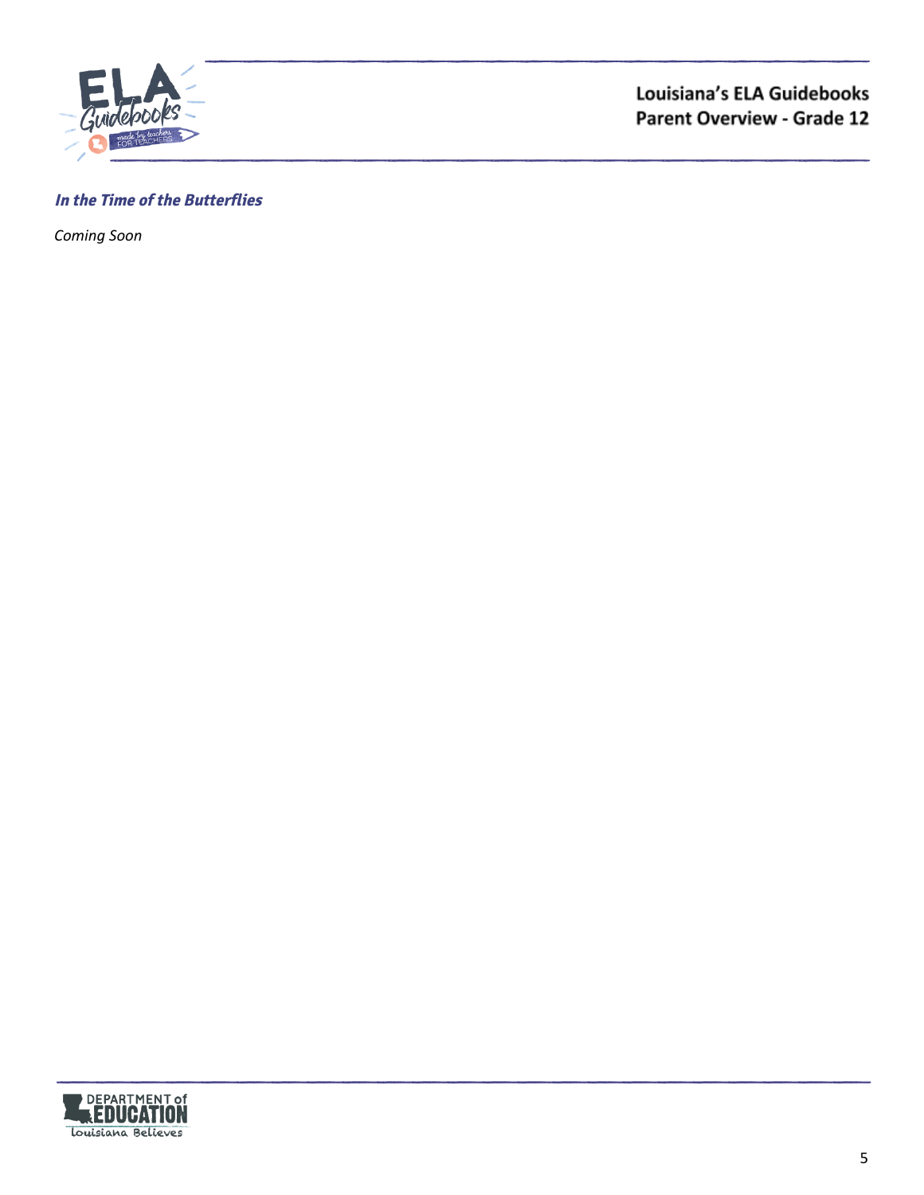### *In the Time of the Butterflies*

*Coming Soon*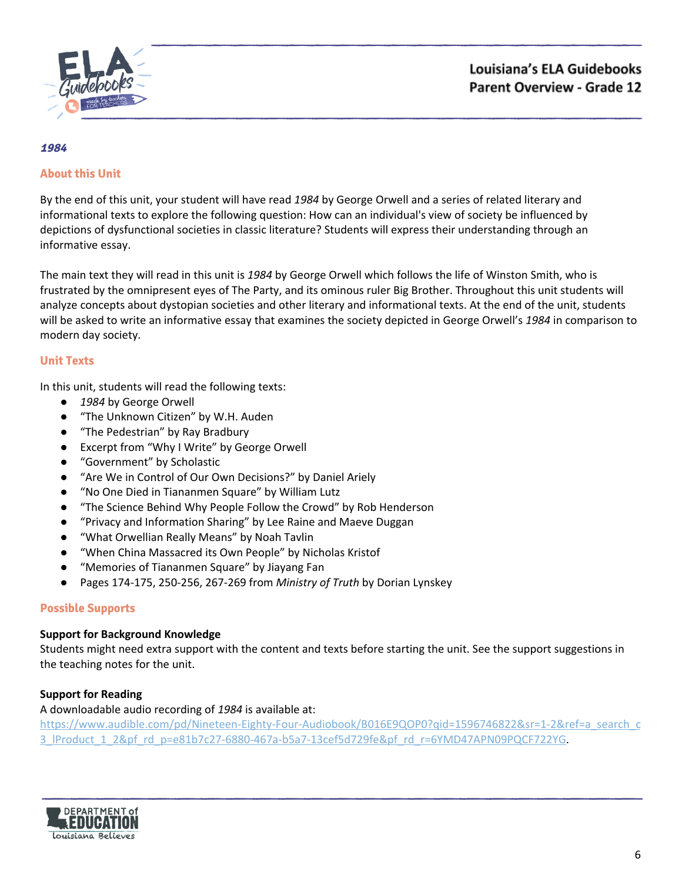## *1984*

### About this Unit

By the end of this unit, your student will have read *1984* by George Orwell and a series of related literary and informational texts to explore the following question: How can an individual's view of society be influenced by depictions of dysfunctional societies in classic literature? Students will express their understanding through an informative essay.

The main text they will read in this unit is *1984* by George Orwell which follows the life of Winston Smith, who is frustrated by the omnipresent eyes of The Party, and its ominous ruler Big Brother. Throughout this unit students will analyze concepts about dystopian societies and other literary and informational texts. At the end of the unit, students will be asked to write an informative essay that examines the society depicted in George Orwell's *1984* in comparison to modern day society.

### Unit Texts

In this unit, students will read the following texts:

- *1984* by George Orwell
- "The Unknown Citizen" by W.H. Auden
- "The Pedestrian" by Ray Bradbury
- Excerpt from "Why I Write" by George Orwell
- "Government" by Scholastic
- "Are We in Control of Our Own Decisions?" by Daniel Ariely
- "No One Died in Tiananmen Square" by William Lutz
- "The Science Behind Why People Follow the Crowd" by Rob Henderson
- "Privacy and Information Sharing" by Lee Raine and Maeve Duggan
- "What Orwellian Really Means" by Noah Tavlin
- "When China Massacred its Own People" by Nicholas Kristof
- "Memories of Tiananmen Square" by Jiayang Fan
- Pages 174-175, 250-256, 267-269 from *Ministry of Truth* by Dorian Lynskey

### Possible Supports

**Support for Background Knowledge**
Students might need extra support with the content and texts before starting the unit. See the support suggestions in the teaching notes for the unit.

**Support for Reading**
A downloadable audio recording of *1984* is available at: https://www.audible.com/pd/Nineteen-Eighty-Four-Audiobook/B016E9QOP0?qid=1596746822&sr=1-2&ref=a_search_c3_lProduct_1_2&pf_rd_p=e81b7c27-6880-467a-b5a7-13cef5d729fe&pf_rd_r=6YMD47APN09PQCF722YG.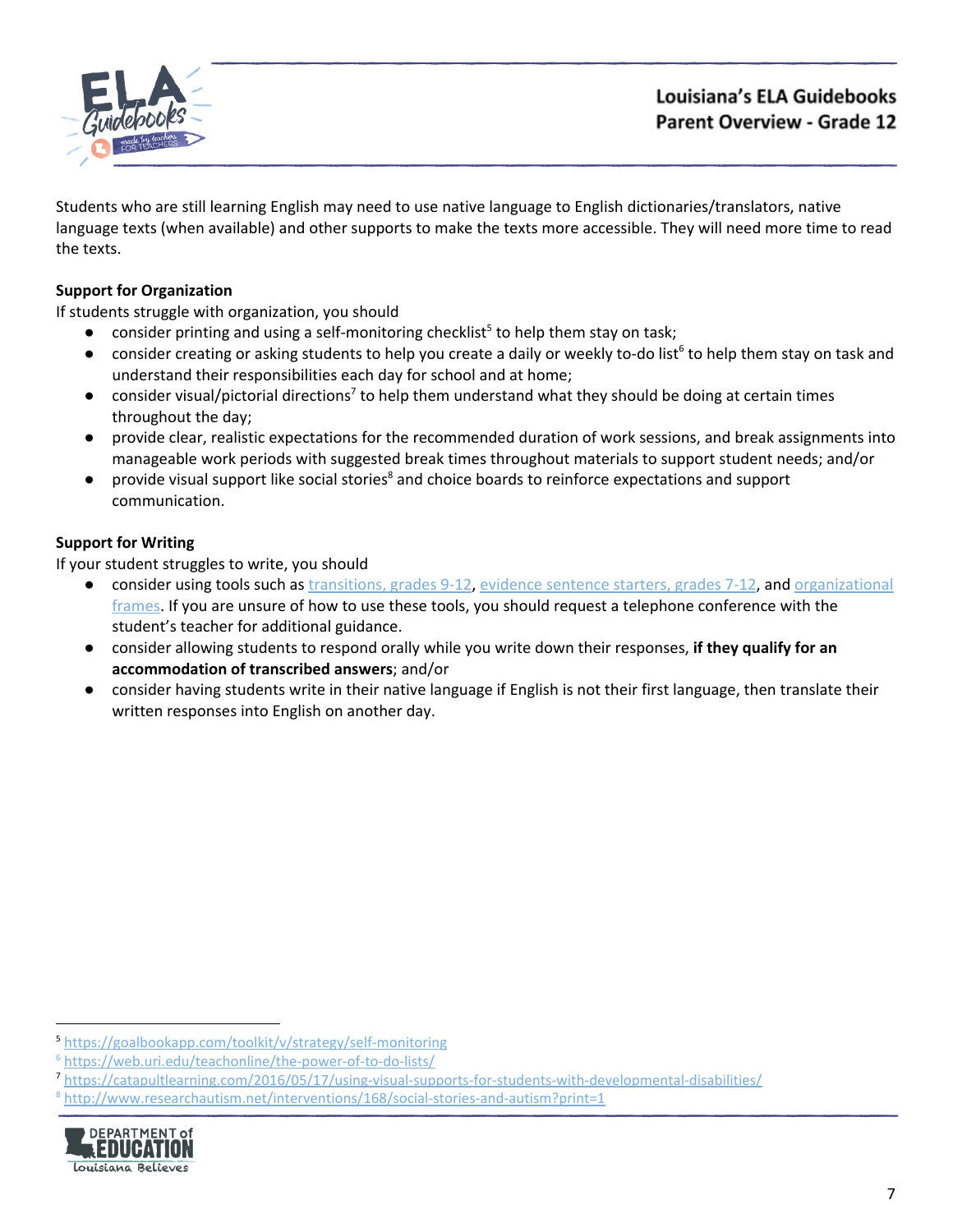Students who are still learning English may need to use native language to English dictionaries/translators, native language texts (when available) and other supports to make the texts more accessible. They will need more time to read the texts.

**Support for Organization**

If students struggle with organization, you should

- consider printing and using a self-monitoring checklist[5] to help them stay on task;
- consider creating or asking students to help you create a daily or weekly to-do list[6] to help them stay on task and understand their responsibilities each day for school and at home;
- consider visual/pictorial directions[7] to help them understand what they should be doing at certain times throughout the day;
- provide clear, realistic expectations for the recommended duration of work sessions, and break assignments into manageable work periods with suggested break times throughout materials to support student needs; and/or
- provide visual support like social stories[8] and choice boards to reinforce expectations and support communication.

**Support for Writing**

If your student struggles to write, you should

- consider using tools such as transitions, grades 9-12, evidence sentence starters, grades 7-12, and organizational frames. If you are unsure of how to use these tools, you should request a telephone conference with the student's teacher for additional guidance.
- consider allowing students to respond orally while you write down their responses, **if they qualify for an accommodation of transcribed answers**; and/or
- consider having students write in their native language if English is not their first language, then translate their written responses into English on another day.

[5] https://goalbookapp.com/toolkit/v/strategy/self-monitoring

[6] https://web.uri.edu/teachonline/the-power-of-to-do-lists/

[7] https://catapultlearning.com/2016/05/17/using-visual-supports-for-students-with-developmental-disabilities/

[8] http://www.researchautism.net/interventions/168/social-stories-and-autism?print=1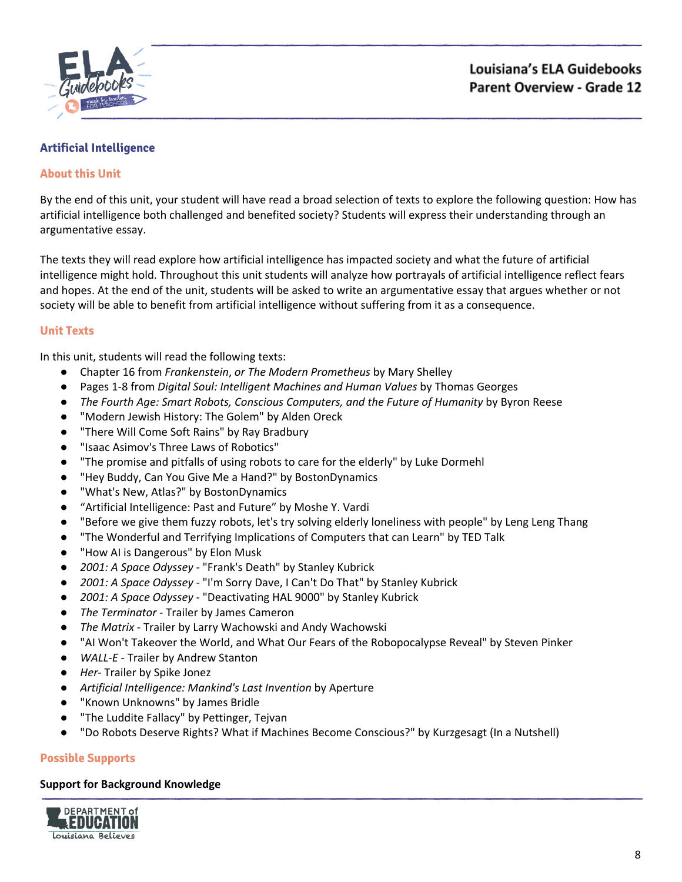## Artificial Intelligence

### About this Unit

By the end of this unit, your student will have read a broad selection of texts to explore the following question: How has artificial intelligence both challenged and benefited society? Students will express their understanding through an argumentative essay.

The texts they will read explore how artificial intelligence has impacted society and what the future of artificial intelligence might hold. Throughout this unit students will analyze how portrayals of artificial intelligence reflect fears and hopes. At the end of the unit, students will be asked to write an argumentative essay that argues whether or not society will be able to benefit from artificial intelligence without suffering from it as a consequence.

### Unit Texts

In this unit, students will read the following texts:

- Chapter 16 from *Frankenstein*, *or The Modern Prometheus* by Mary Shelley
- Pages 1-8 from *Digital Soul: Intelligent Machines and Human Values* by Thomas Georges
- *The Fourth Age: Smart Robots, Conscious Computers, and the Future of Humanity* by Byron Reese
- "Modern Jewish History: The Golem" by Alden Oreck
- "There Will Come Soft Rains" by Ray Bradbury
- "Isaac Asimov's Three Laws of Robotics"
- "The promise and pitfalls of using robots to care for the elderly" by Luke Dormehl
- "Hey Buddy, Can You Give Me a Hand?" by BostonDynamics
- "What's New, Atlas?" by BostonDynamics
- "Artificial Intelligence: Past and Future" by Moshe Y. Vardi
- "Before we give them fuzzy robots, let's try solving elderly loneliness with people" by Leng Leng Thang
- "The Wonderful and Terrifying Implications of Computers that can Learn" by TED Talk
- "How AI is Dangerous" by Elon Musk
- *2001: A Space Odyssey* - "Frank's Death" by Stanley Kubrick
- *2001: A Space Odyssey* - "I'm Sorry Dave, I Can't Do That" by Stanley Kubrick
- *2001: A Space Odyssey* - "Deactivating HAL 9000" by Stanley Kubrick
- *The Terminator* - Trailer by James Cameron
- *The Matrix* - Trailer by Larry Wachowski and Andy Wachowski
- "AI Won't Takeover the World, and What Our Fears of the Robopocalypse Reveal" by Steven Pinker
- *WALL-E* - Trailer by Andrew Stanton
- *Her*- Trailer by Spike Jonez
- *Artificial Intelligence: Mankind's Last Invention* by Aperture
- "Known Unknowns" by James Bridle
- "The Luddite Fallacy" by Pettinger, Tejvan
- "Do Robots Deserve Rights? What if Machines Become Conscious?" by Kurzgesagt (In a Nutshell)

### Possible Supports

**Support for Background Knowledge**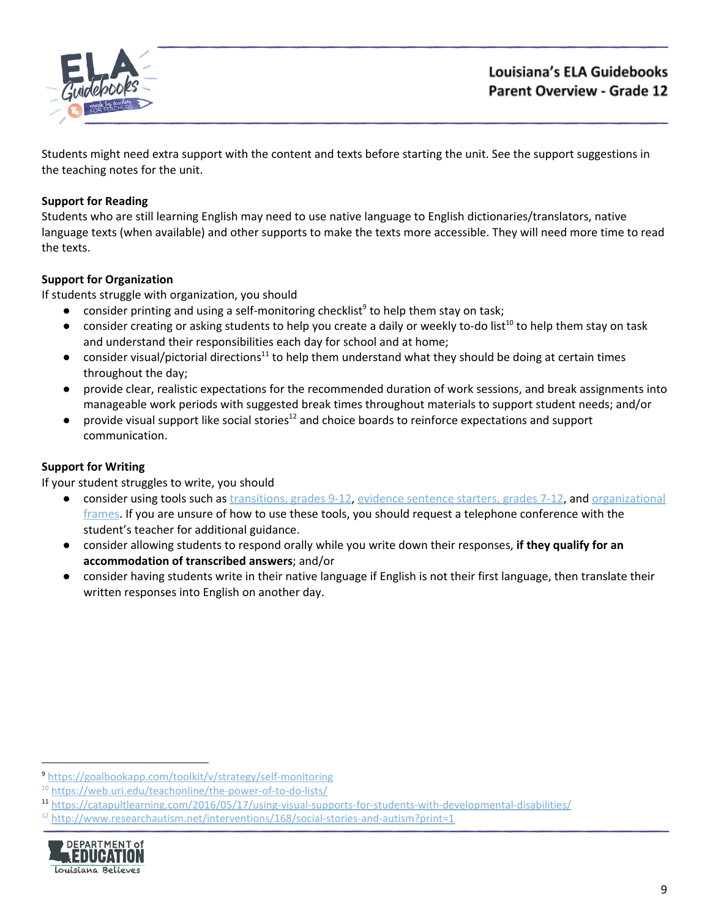Students might need extra support with the content and texts before starting the unit. See the support suggestions in the teaching notes for the unit.

**Support for Reading**

Students who are still learning English may need to use native language to English dictionaries/translators, native language texts (when available) and other supports to make the texts more accessible. They will need more time to read the texts.

**Support for Organization**

If students struggle with organization, you should

- consider printing and using a self-monitoring checklist[9] to help them stay on task;
- consider creating or asking students to help you create a daily or weekly to-do list[10] to help them stay on task and understand their responsibilities each day for school and at home;
- consider visual/pictorial directions[11] to help them understand what they should be doing at certain times throughout the day;
- provide clear, realistic expectations for the recommended duration of work sessions, and break assignments into manageable work periods with suggested break times throughout materials to support student needs; and/or
- provide visual support like social stories[12] and choice boards to reinforce expectations and support communication.

**Support for Writing**

If your student struggles to write, you should

- consider using tools such as transitions, grades 9-12, evidence sentence starters, grades 7-12, and organizational frames. If you are unsure of how to use these tools, you should request a telephone conference with the student's teacher for additional guidance.
- consider allowing students to respond orally while you write down their responses, **if they qualify for an accommodation of transcribed answers**; and/or
- consider having students write in their native language if English is not their first language, then translate their written responses into English on another day.

---

[9] https://goalbookapp.com/toolkit/v/strategy/self-monitoring

[10] https://web.uri.edu/teachonline/the-power-of-to-do-lists/

[11] https://catapultlearning.com/2016/05/17/using-visual-supports-for-students-with-developmental-disabilities/

[12] http://www.researchautism.net/interventions/168/social-stories-and-autism?print=1